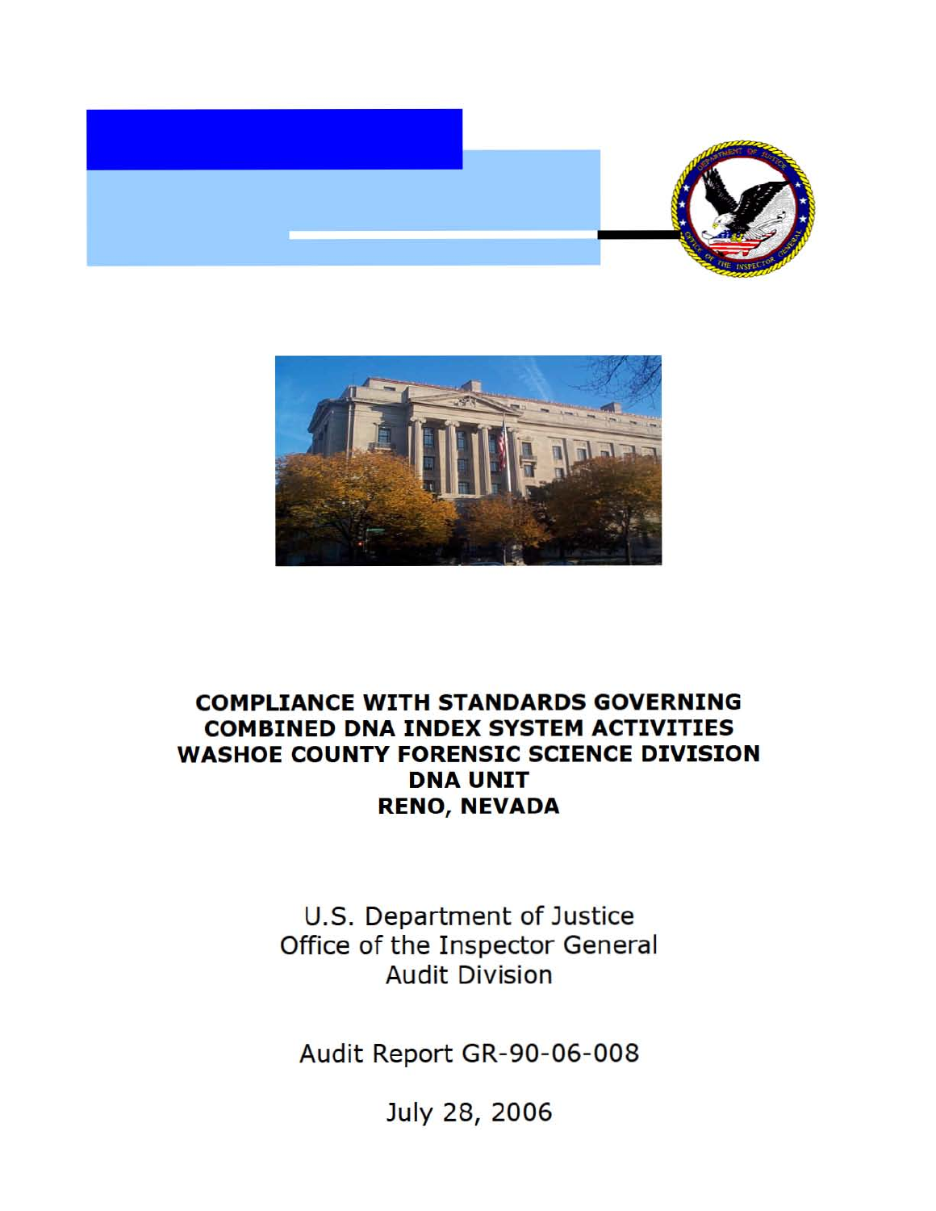# COMPLIANCE WITH STANDARDS GOVERNING COMBINED DNA INDEX SYSTEM ACTIVITIES WASHOE COUNTY FORENSIC SCIENCE DIVISION DNA UNIT RENO, NEVADA

U.S. Department of Justice
Office of the Inspector General
Audit Division

Audit Report GR-90-06-008

July 28, 2006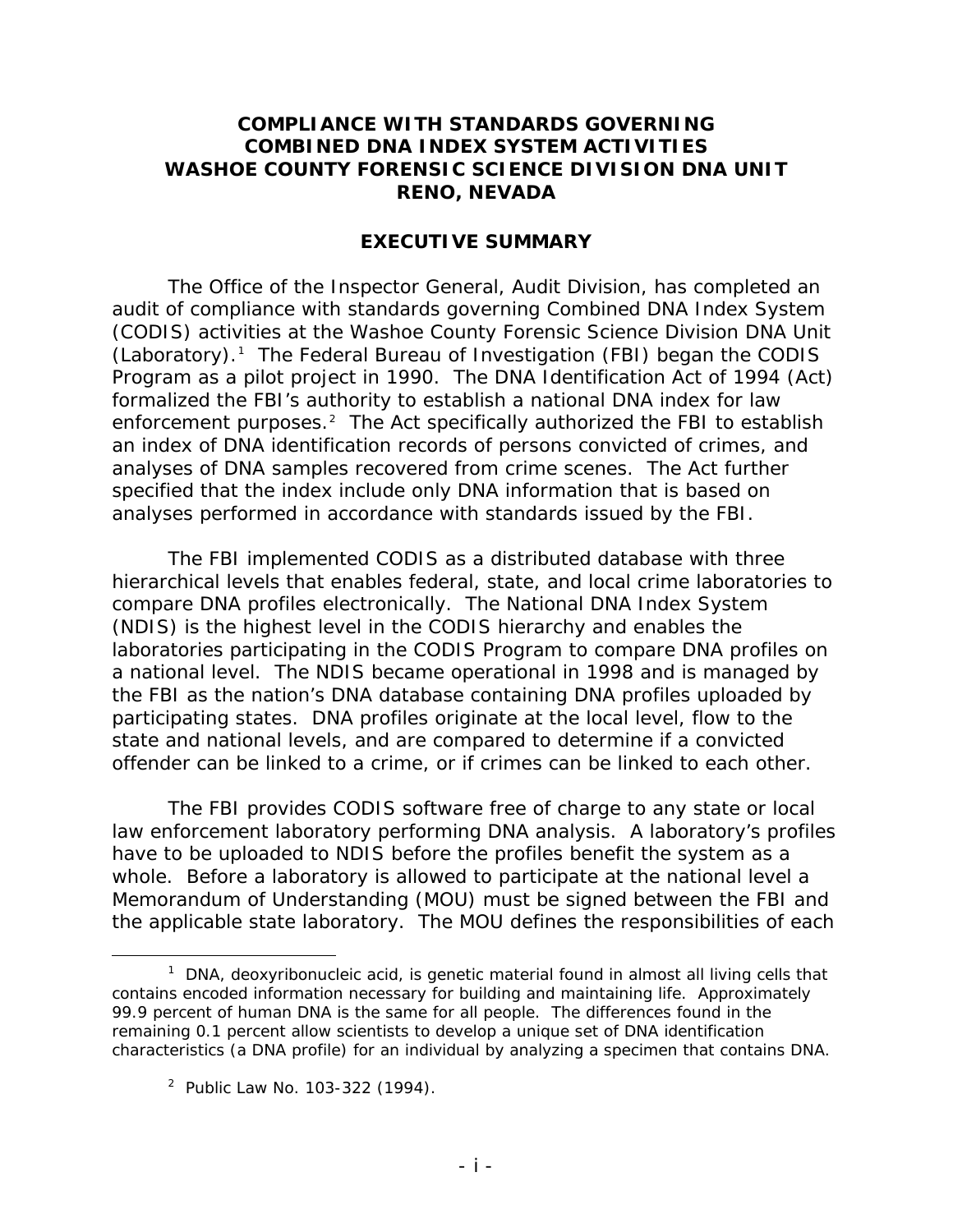# COMPLIANCE WITH STANDARDS GOVERNING COMBINED DNA INDEX SYSTEM ACTIVITIES WASHOE COUNTY FORENSIC SCIENCE DIVISION DNA UNIT RENO, NEVADA

## EXECUTIVE SUMMARY

The Office of the Inspector General, Audit Division, has completed an audit of compliance with standards governing Combined DNA Index System (CODIS) activities at the Washoe County Forensic Science Division DNA Unit (Laboratory).[1] The Federal Bureau of Investigation (FBI) began the CODIS Program as a pilot project in 1990. The DNA Identification Act of 1994 (Act) formalized the FBI's authority to establish a national DNA index for law enforcement purposes.[2] The Act specifically authorized the FBI to establish an index of DNA identification records of persons convicted of crimes, and analyses of DNA samples recovered from crime scenes. The Act further specified that the index include only DNA information that is based on analyses performed in accordance with standards issued by the FBI.

The FBI implemented CODIS as a distributed database with three hierarchical levels that enables federal, state, and local crime laboratories to compare DNA profiles electronically. The National DNA Index System (NDIS) is the highest level in the CODIS hierarchy and enables the laboratories participating in the CODIS Program to compare DNA profiles on a national level. The NDIS became operational in 1998 and is managed by the FBI as the nation's DNA database containing DNA profiles uploaded by participating states. DNA profiles originate at the local level, flow to the state and national levels, and are compared to determine if a convicted offender can be linked to a crime, or if crimes can be linked to each other.

The FBI provides CODIS software free of charge to any state or local law enforcement laboratory performing DNA analysis. A laboratory's profiles have to be uploaded to NDIS before the profiles benefit the system as a whole. Before a laboratory is allowed to participate at the national level a Memorandum of Understanding (MOU) must be signed between the FBI and the applicable state laboratory. The MOU defines the responsibilities of each

---

[1] DNA, deoxyribonucleic acid, is genetic material found in almost all living cells that contains encoded information necessary for building and maintaining life. Approximately 99.9 percent of human DNA is the same for all people. The differences found in the remaining 0.1 percent allow scientists to develop a unique set of DNA identification characteristics (a DNA profile) for an individual by analyzing a specimen that contains DNA.

[2] Public Law No. 103-322 (1994).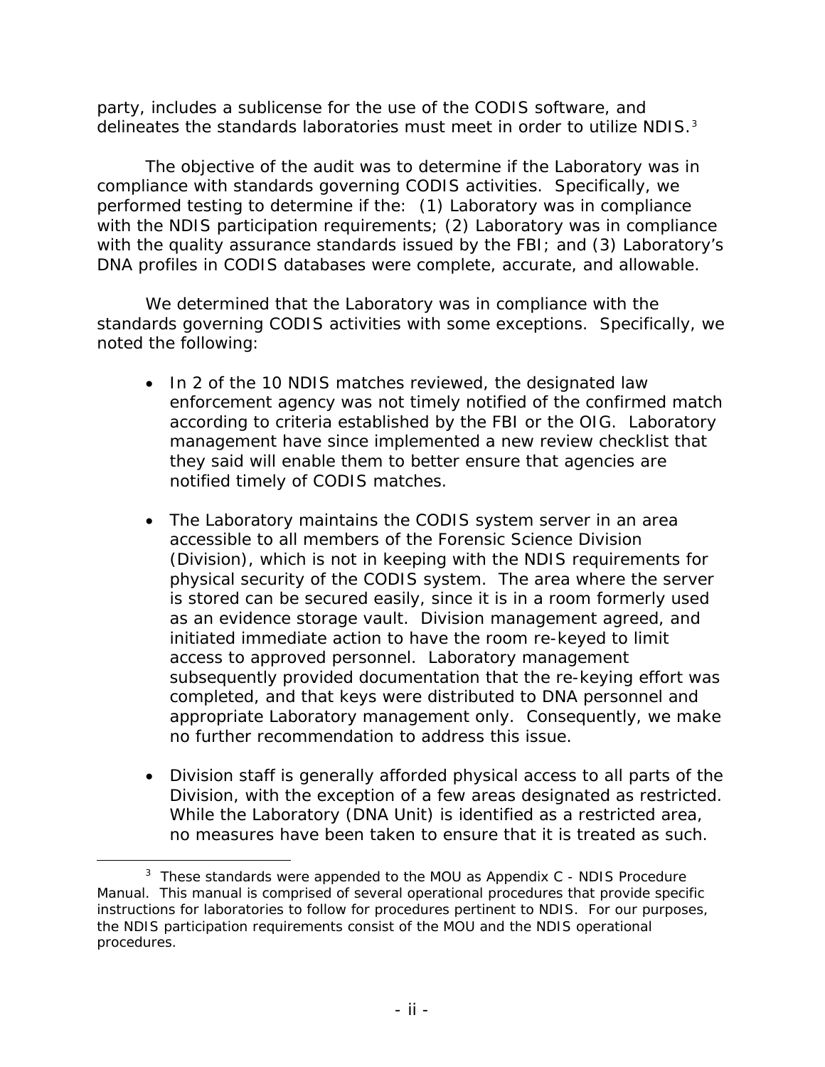party, includes a sublicense for the use of the CODIS software, and delineates the standards laboratories must meet in order to utilize NDIS.[3]

The objective of the audit was to determine if the Laboratory was in compliance with standards governing CODIS activities. Specifically, we performed testing to determine if the: (1) Laboratory was in compliance with the NDIS participation requirements; (2) Laboratory was in compliance with the quality assurance standards issued by the FBI; and (3) Laboratory's DNA profiles in CODIS databases were complete, accurate, and allowable.

We determined that the Laboratory was in compliance with the standards governing CODIS activities with some exceptions. Specifically, we noted the following:

- In 2 of the 10 NDIS matches reviewed, the designated law enforcement agency was not timely notified of the confirmed match according to criteria established by the FBI or the OIG. Laboratory management have since implemented a new review checklist that they said will enable them to better ensure that agencies are notified timely of CODIS matches.

- The Laboratory maintains the CODIS system server in an area accessible to all members of the Forensic Science Division (Division), which is not in keeping with the NDIS requirements for physical security of the CODIS system. The area where the server is stored can be secured easily, since it is in a room formerly used as an evidence storage vault. Division management agreed, and initiated immediate action to have the room re-keyed to limit access to approved personnel. Laboratory management subsequently provided documentation that the re-keying effort was completed, and that keys were distributed to DNA personnel and appropriate Laboratory management only. Consequently, we make no further recommendation to address this issue.

- Division staff is generally afforded physical access to all parts of the Division, with the exception of a few areas designated as restricted. While the Laboratory (DNA Unit) is identified as a restricted area, no measures have been taken to ensure that it is treated as such.

[3] These standards were appended to the MOU as Appendix C - NDIS Procedure Manual. This manual is comprised of several operational procedures that provide specific instructions for laboratories to follow for procedures pertinent to NDIS. For our purposes, the NDIS participation requirements consist of the MOU and the NDIS operational procedures.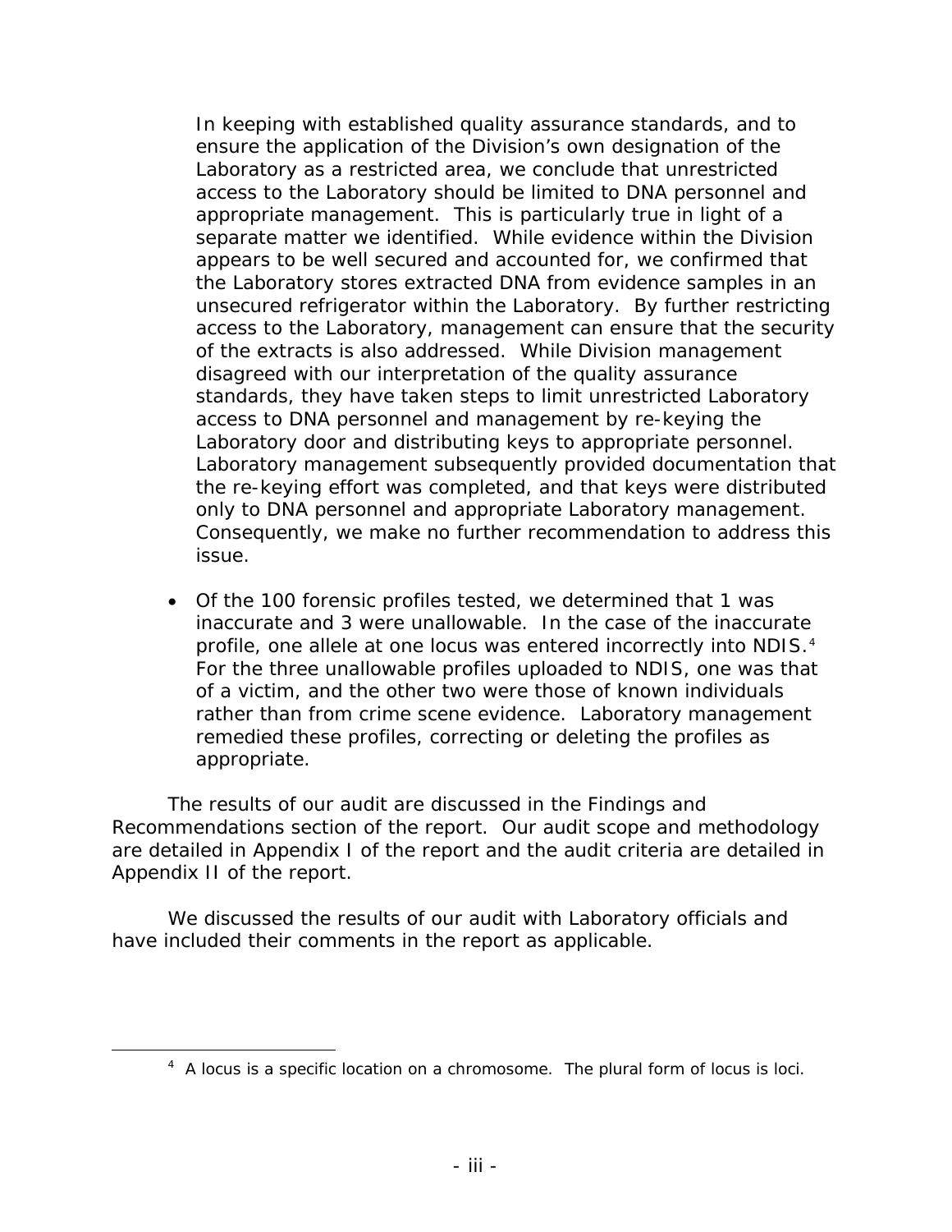In keeping with established quality assurance standards, and to ensure the application of the Division's own designation of the Laboratory as a restricted area, we conclude that unrestricted access to the Laboratory should be limited to DNA personnel and appropriate management. This is particularly true in light of a separate matter we identified. While evidence within the Division appears to be well secured and accounted for, we confirmed that the Laboratory stores extracted DNA from evidence samples in an unsecured refrigerator within the Laboratory. By further restricting access to the Laboratory, management can ensure that the security of the extracts is also addressed. While Division management disagreed with our interpretation of the quality assurance standards, they have taken steps to limit unrestricted Laboratory access to DNA personnel and management by re-keying the Laboratory door and distributing keys to appropriate personnel. Laboratory management subsequently provided documentation that the re-keying effort was completed, and that keys were distributed only to DNA personnel and appropriate Laboratory management. Consequently, we make no further recommendation to address this issue.

- Of the 100 forensic profiles tested, we determined that 1 was inaccurate and 3 were unallowable. In the case of the inaccurate profile, one allele at one locus was entered incorrectly into NDIS.[4] For the three unallowable profiles uploaded to NDIS, one was that of a victim, and the other two were those of known individuals rather than from crime scene evidence. Laboratory management remedied these profiles, correcting or deleting the profiles as appropriate.

The results of our audit are discussed in the Findings and Recommendations section of the report. Our audit scope and methodology are detailed in Appendix I of the report and the audit criteria are detailed in Appendix II of the report.

We discussed the results of our audit with Laboratory officials and have included their comments in the report as applicable.

[4] A locus is a specific location on a chromosome. The plural form of locus is loci.